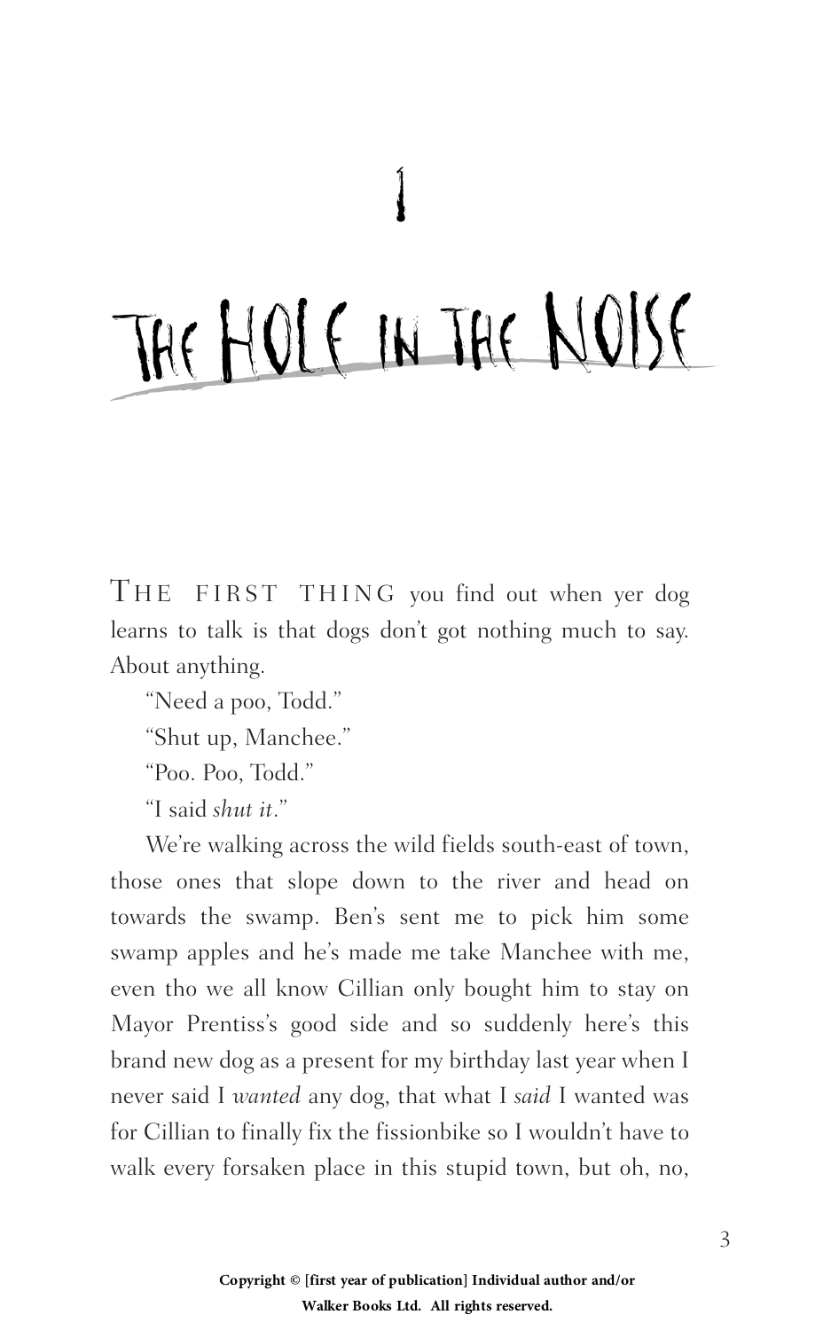# 1

# THE HOLE IN THE NOISE

THE FIRST THING you find out when yer dog learns to talk is that dogs don't got nothing much to say. About anything.

"Need a poo, Todd."

"Shut up, Manchee."

"Poo. Poo, Todd."

"I said *shut it*."

We're walking across the wild fields south-east of town, those ones that slope down to the river and head on towards the swamp. Ben's sent me to pick him some swamp apples and he's made me take Manchee with me, even tho we all know Cillian only bought him to stay on Mayor Prentiss's good side and so suddenly here's this brand new dog as a present for my birthday last year when I never said I *wanted* any dog, that what I *said* I wanted was for Cillian to finally fix the fissionbike so I wouldn't have to walk every forsaken place in this stupid town, but oh, no,

Copyright © [first year of publication] Individual author and/or Walker Books Ltd. All rights reserved.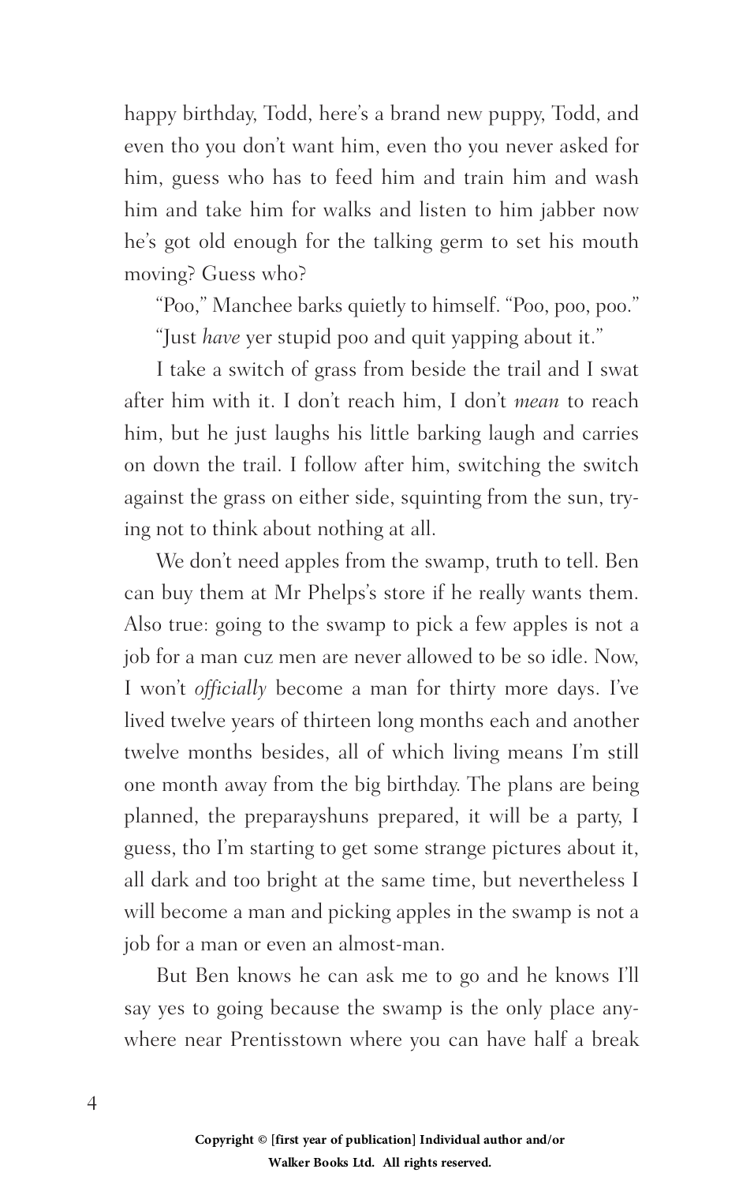happy birthday, Todd, here's a brand new puppy, Todd, and even tho you don't want him, even tho you never asked for him, guess who has to feed him and train him and wash him and take him for walks and listen to him jabber now he's got old enough for the talking germ to set his mouth moving? Guess who?

"Poo," Manchee barks quietly to himself. "Poo, poo, poo."

"Just *have* yer stupid poo and quit yapping about it."

I take a switch of grass from beside the trail and I swat after him with it. I don't reach him, I don't *mean* to reach him, but he just laughs his little barking laugh and carries on down the trail. I follow after him, switching the switch against the grass on either side, squinting from the sun, trying not to think about nothing at all.

We don't need apples from the swamp, truth to tell. Ben can buy them at Mr Phelps's store if he really wants them. Also true: going to the swamp to pick a few apples is not a job for a man cuz men are never allowed to be so idle. Now, I won't *officially* become a man for thirty more days. I've lived twelve years of thirteen long months each and another twelve months besides, all of which living means I'm still one month away from the big birthday. The plans are being planned, the preparayshuns prepared, it will be a party, I guess, tho I'm starting to get some strange pictures about it, all dark and too bright at the same time, but nevertheless I will become a man and picking apples in the swamp is not a job for a man or even an almost-man.

But Ben knows he can ask me to go and he knows I'll say yes to going because the swamp is the only place anywhere near Prentisstown where you can have half a break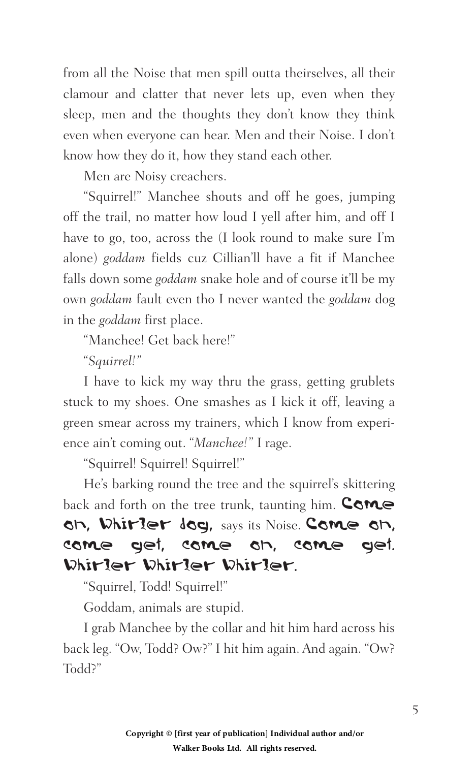from all the Noise that men spill outta theirselves, all their clamour and clatter that never lets up, even when they sleep, men and the thoughts they don't know they think even when everyone can hear. Men and their Noise. I don't know how they do it, how they stand each other.

Men are Noisy creachers.

"Squirrel!" Manchee shouts and off he goes, jumping off the trail, no matter how loud I yell after him, and off I have to go, too, across the (I look round to make sure I'm alone) *goddam* fields cuz Cillian'll have a fit if Manchee falls down some *goddam* snake hole and of course it'll be my own *goddam* fault even tho I never wanted the *goddam* dog in the *goddam* first place.

"Manchee! Get back here!"

"*Squirrel!*"

I have to kick my way thru the grass, getting grublets stuck to my shoes. One smashes as I kick it off, leaving a green smear across my trainers, which I know from experience ain't coming out. "*Manchee!*" I rage.

"Squirrel! Squirrel! Squirrel!"

He's barking round the tree and the squirrel's skittering back and forth on the tree trunk, taunting him. **Come on, Whirler dog,** says its Noise. **Come on, come get, come on, come get. Whirler Whirler Whirler.**

"Squirrel, Todd! Squirrel!"

Goddam, animals are stupid.

I grab Manchee by the collar and hit him hard across his back leg. "Ow, Todd? Ow?" I hit him again. And again. "Ow? Todd?"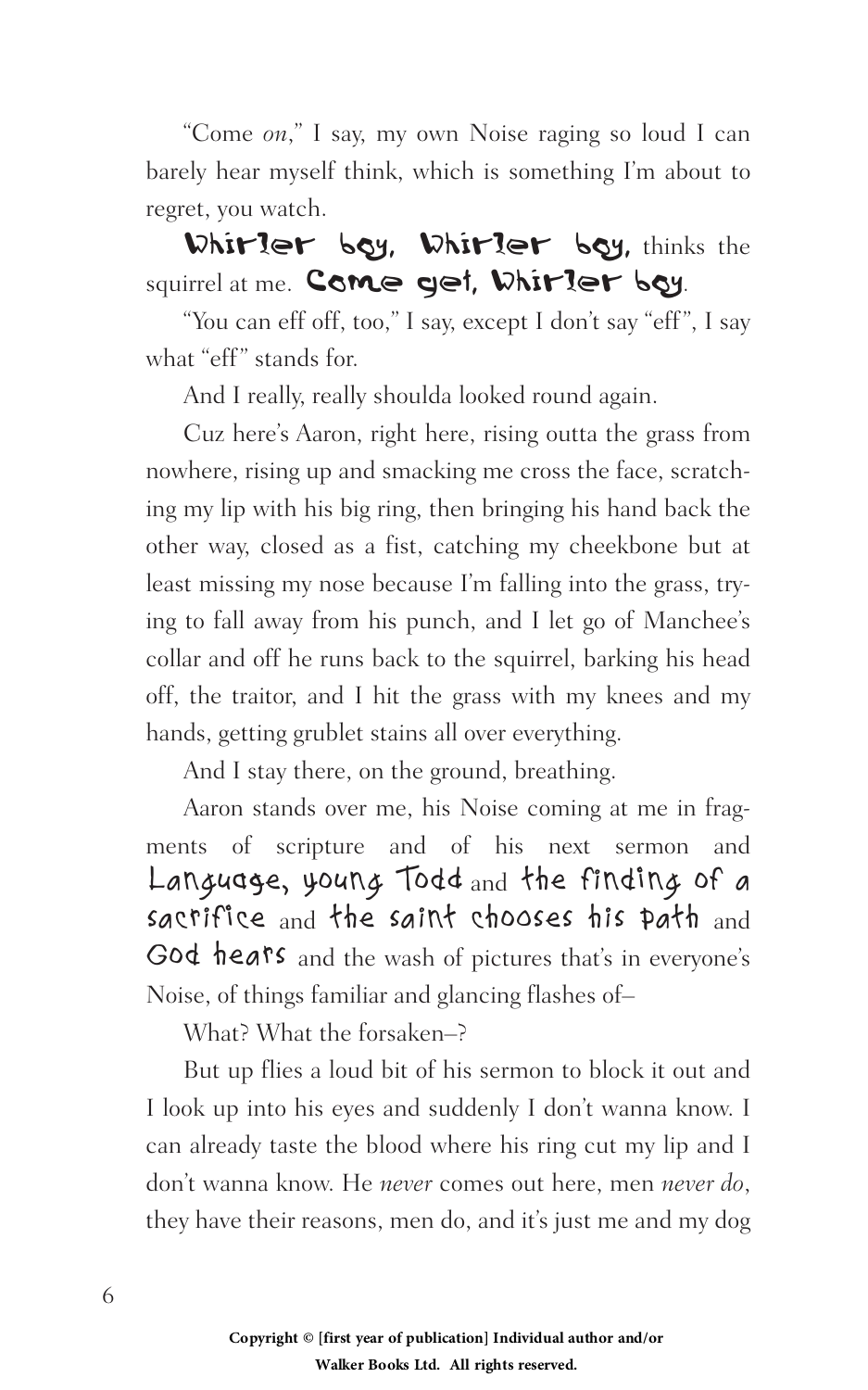"Come *on*," I say, my own Noise raging so loud I can barely hear myself think, which is something I'm about to regret, you watch.

**Whirler boy, Whirler boy,** thinks the squirrel at me. **Come get, Whirler boy.**

"You can eff off, too," I say, except I don't say "eff", I say what "eff" stands for.

And I really, really shoulda looked round again.

Cuz here's Aaron, right here, rising outta the grass from nowhere, rising up and smacking me cross the face, scratching my lip with his big ring, then bringing his hand back the other way, closed as a fist, catching my cheekbone but at least missing my nose because I'm falling into the grass, trying to fall away from his punch, and I let go of Manchee's collar and off he runs back to the squirrel, barking his head off, the traitor, and I hit the grass with my knees and my hands, getting grublet stains all over everything.

And I stay there, on the ground, breathing.

Aaron stands over me, his Noise coming at me in fragments of scripture and of his next sermon and Language, young Todd and the finding of a sacrifice and the saint chooses his path and God hears and the wash of pictures that's in everyone's Noise, of things familiar and glancing flashes of–

What? What the forsaken–?

But up flies a loud bit of his sermon to block it out and I look up into his eyes and suddenly I don't wanna know. I can already taste the blood where his ring cut my lip and I don't wanna know. He *never* comes out here, men *never do*, they have their reasons, men do, and it's just me and my dog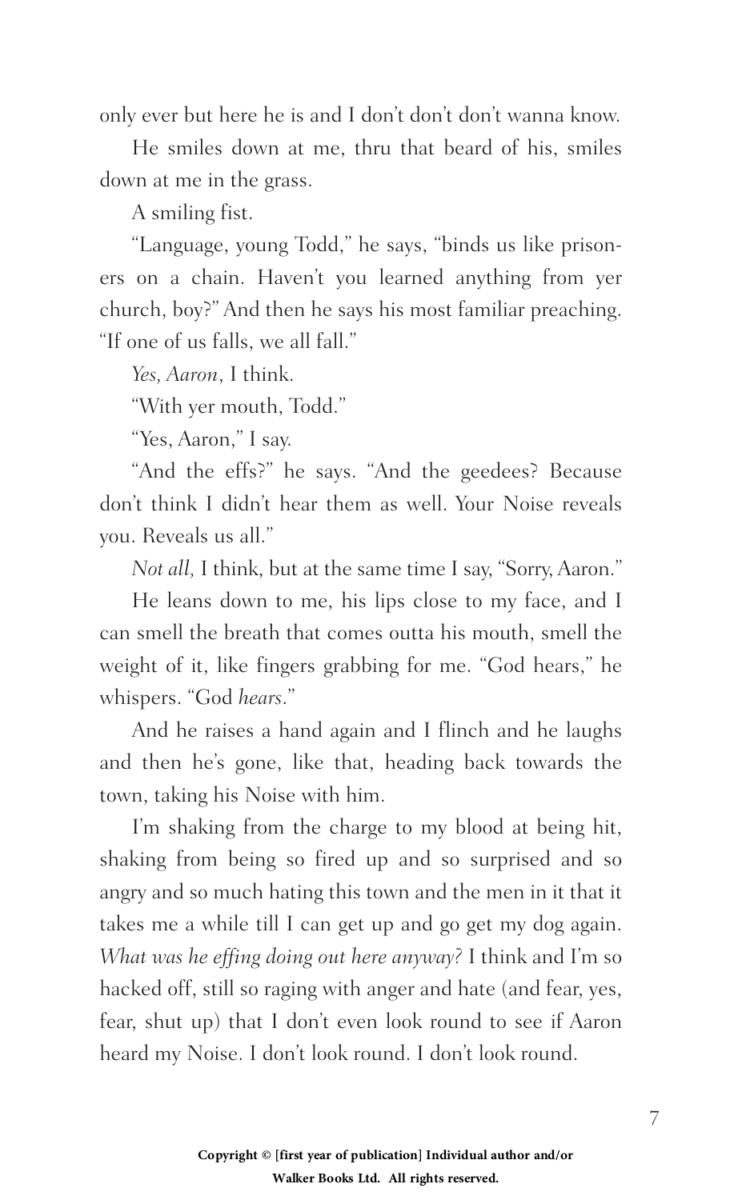only ever but here he is and I don't don't don't wanna know.

He smiles down at me, thru that beard of his, smiles down at me in the grass.

A smiling fist.

"Language, young Todd," he says, "binds us like prisoners on a chain. Haven't you learned anything from yer church, boy?" And then he says his most familiar preaching. "If one of us falls, we all fall."

*Yes, Aaron*, I think.

"With yer mouth, Todd."

"Yes, Aaron," I say.

"And the effs?" he says. "And the geedees? Because don't think I didn't hear them as well. Your Noise reveals you. Reveals us all."

*Not all,* I think, but at the same time I say, "Sorry, Aaron."

He leans down to me, his lips close to my face, and I can smell the breath that comes outta his mouth, smell the weight of it, like fingers grabbing for me. "God hears," he whispers. "God *hears*."

And he raises a hand again and I flinch and he laughs and then he's gone, like that, heading back towards the town, taking his Noise with him.

I'm shaking from the charge to my blood at being hit, shaking from being so fired up and so surprised and so angry and so much hating this town and the men in it that it takes me a while till I can get up and go get my dog again. *What was he effing doing out here anyway?* I think and I'm so hacked off, still so raging with anger and hate (and fear, yes, fear, shut up) that I don't even look round to see if Aaron heard my Noise. I don't look round. I don't look round.

**Copyright © [first year of publication] Individual author and/or Walker Books Ltd. All rights reserved.**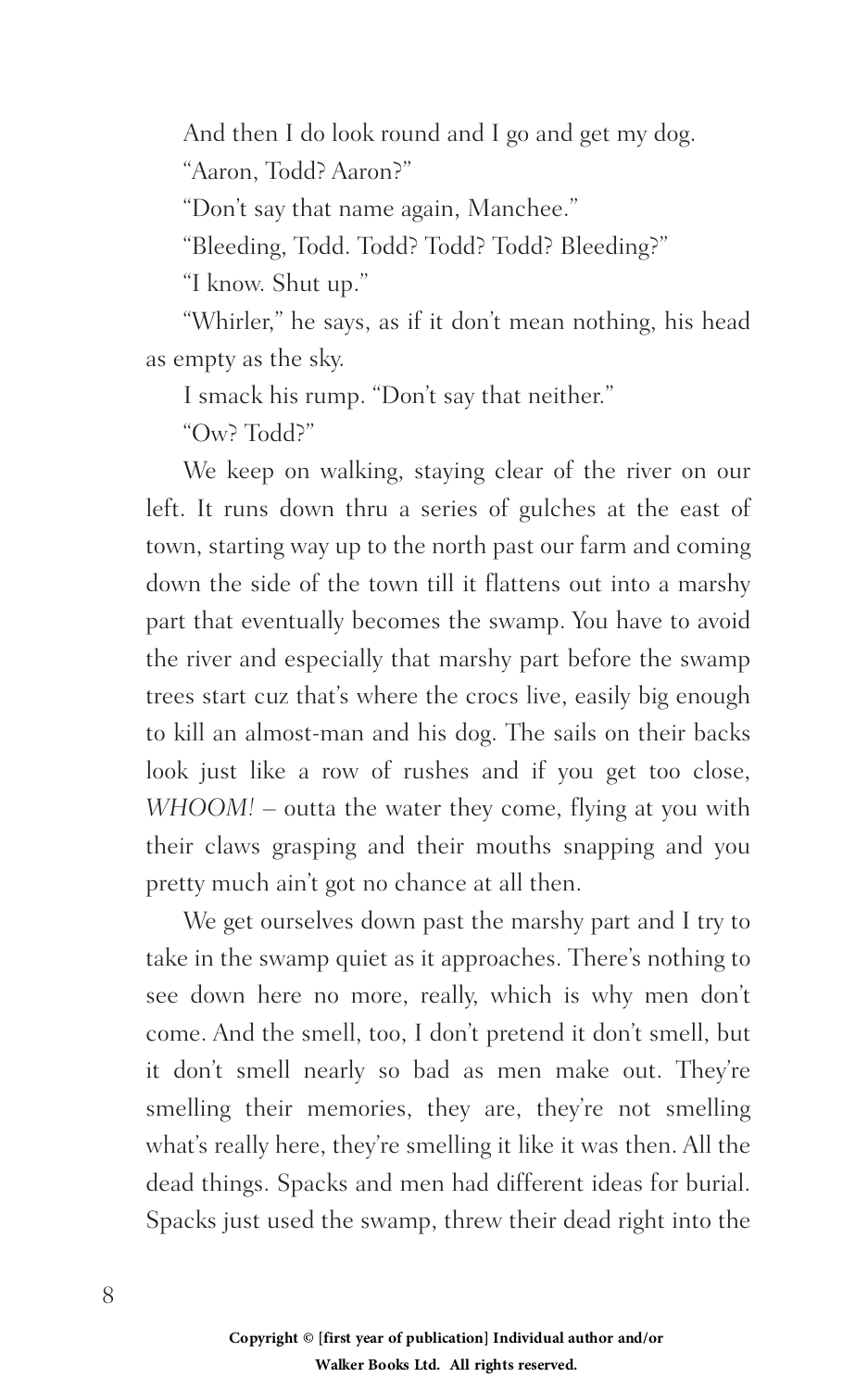And then I do look round and I go and get my dog.

"Aaron, Todd? Aaron?"

"Don't say that name again, Manchee."

"Bleeding, Todd. Todd? Todd? Todd? Bleeding?"

"I know. Shut up."

"Whirler," he says, as if it don't mean nothing, his head as empty as the sky.

I smack his rump. "Don't say that neither."

"Ow? Todd?"

We keep on walking, staying clear of the river on our left. It runs down thru a series of gulches at the east of town, starting way up to the north past our farm and coming down the side of the town till it flattens out into a marshy part that eventually becomes the swamp. You have to avoid the river and especially that marshy part before the swamp trees start cuz that's where the crocs live, easily big enough to kill an almost-man and his dog. The sails on their backs look just like a row of rushes and if you get too close, *WHOOM!* – outta the water they come, flying at you with their claws grasping and their mouths snapping and you pretty much ain't got no chance at all then.

We get ourselves down past the marshy part and I try to take in the swamp quiet as it approaches. There's nothing to see down here no more, really, which is why men don't come. And the smell, too, I don't pretend it don't smell, but it don't smell nearly so bad as men make out. They're smelling their memories, they are, they're not smelling what's really here, they're smelling it like it was then. All the dead things. Spacks and men had different ideas for burial. Spacks just used the swamp, threw their dead right into the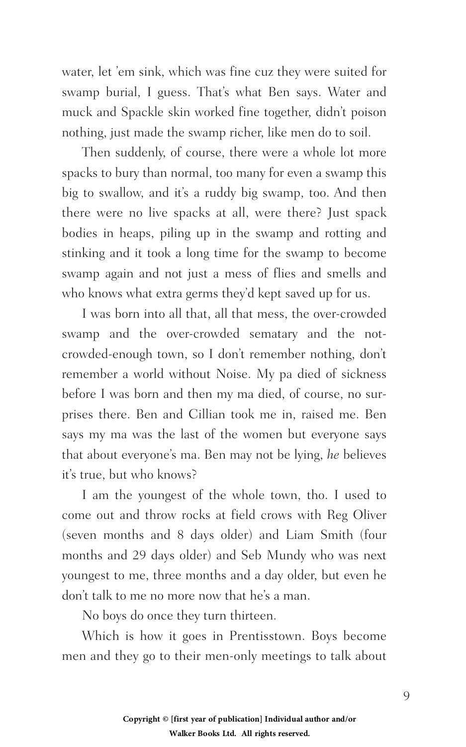water, let 'em sink, which was fine cuz they were suited for swamp burial, I guess. That's what Ben says. Water and muck and Spackle skin worked fine together, didn't poison nothing, just made the swamp richer, like men do to soil.

Then suddenly, of course, there were a whole lot more spacks to bury than normal, too many for even a swamp this big to swallow, and it's a ruddy big swamp, too. And then there were no live spacks at all, were there? Just spack bodies in heaps, piling up in the swamp and rotting and stinking and it took a long time for the swamp to become swamp again and not just a mess of flies and smells and who knows what extra germs they'd kept saved up for us.

I was born into all that, all that mess, the over-crowded swamp and the over-crowded sematary and the not-crowded-enough town, so I don't remember nothing, don't remember a world without Noise. My pa died of sickness before I was born and then my ma died, of course, no surprises there. Ben and Cillian took me in, raised me. Ben says my ma was the last of the women but everyone says that about everyone's ma. Ben may not be lying, *he* believes it's true, but who knows?

I am the youngest of the whole town, tho. I used to come out and throw rocks at field crows with Reg Oliver (seven months and 8 days older) and Liam Smith (four months and 29 days older) and Seb Mundy who was next youngest to me, three months and a day older, but even he don't talk to me no more now that he's a man.

No boys do once they turn thirteen.

Which is how it goes in Prentisstown. Boys become men and they go to their men-only meetings to talk about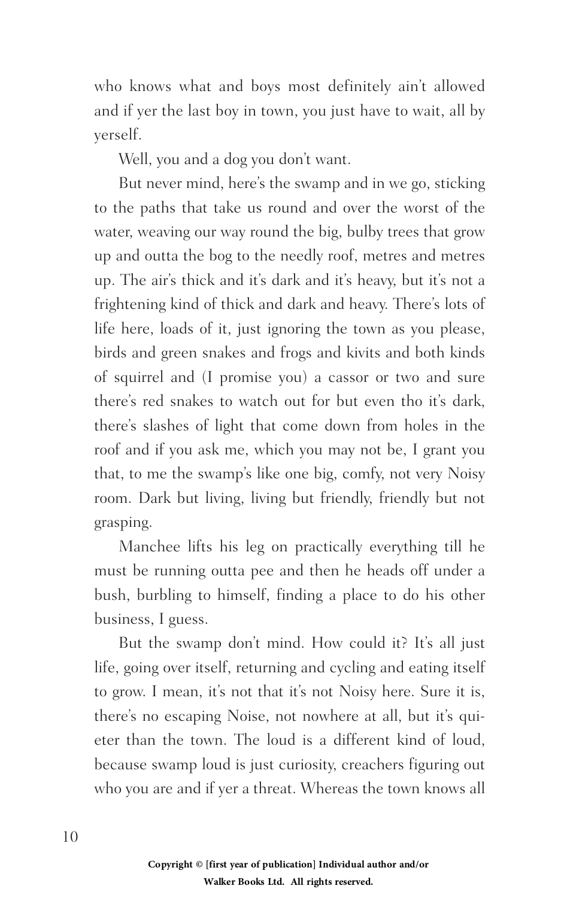who knows what and boys most definitely ain't allowed and if yer the last boy in town, you just have to wait, all by yerself.

Well, you and a dog you don't want.

But never mind, here's the swamp and in we go, sticking to the paths that take us round and over the worst of the water, weaving our way round the big, bulby trees that grow up and outta the bog to the needly roof, metres and metres up. The air's thick and it's dark and it's heavy, but it's not a frightening kind of thick and dark and heavy. There's lots of life here, loads of it, just ignoring the town as you please, birds and green snakes and frogs and kivits and both kinds of squirrel and (I promise you) a cassor or two and sure there's red snakes to watch out for but even tho it's dark, there's slashes of light that come down from holes in the roof and if you ask me, which you may not be, I grant you that, to me the swamp's like one big, comfy, not very Noisy room. Dark but living, living but friendly, friendly but not grasping.

Manchee lifts his leg on practically everything till he must be running outta pee and then he heads off under a bush, burbling to himself, finding a place to do his other business, I guess.

But the swamp don't mind. How could it? It's all just life, going over itself, returning and cycling and eating itself to grow. I mean, it's not that it's not Noisy here. Sure it is, there's no escaping Noise, not nowhere at all, but it's quieter than the town. The loud is a different kind of loud, because swamp loud is just curiosity, creachers figuring out who you are and if yer a threat. Whereas the town knows all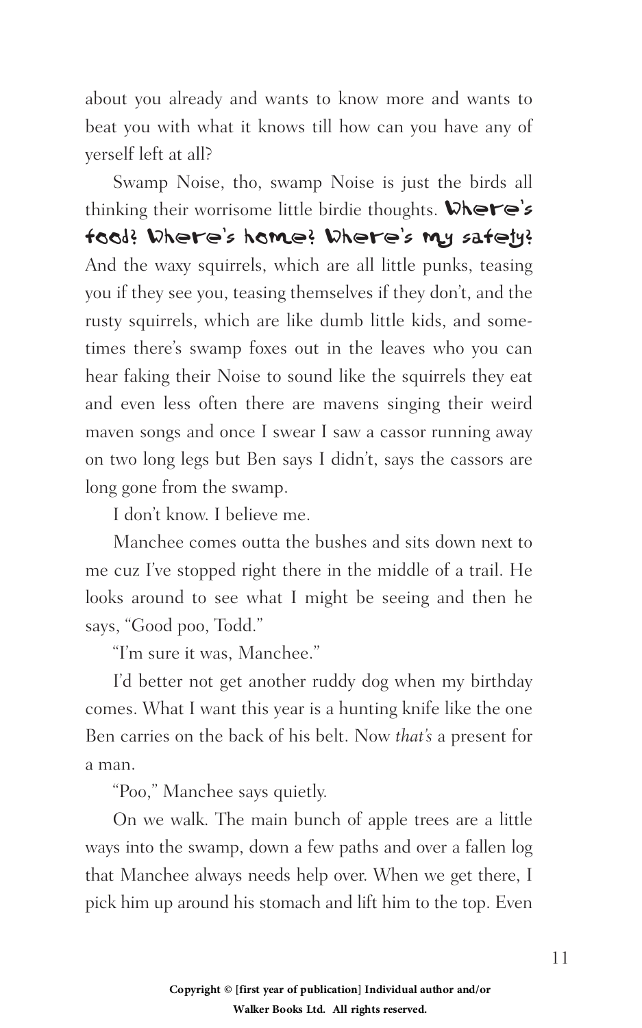about you already and wants to know more and wants to beat you with what it knows till how can you have any of yerself left at all?

Swamp Noise, tho, swamp Noise is just the birds all thinking their worrisome little birdie thoughts. **Where's food? Where's home? Where's my safety?** And the waxy squirrels, which are all little punks, teasing you if they see you, teasing themselves if they don't, and the rusty squirrels, which are like dumb little kids, and sometimes there's swamp foxes out in the leaves who you can hear faking their Noise to sound like the squirrels they eat and even less often there are mavens singing their weird maven songs and once I swear I saw a cassor running away on two long legs but Ben says I didn't, says the cassors are long gone from the swamp.

I don't know. I believe me.

Manchee comes outta the bushes and sits down next to me cuz I've stopped right there in the middle of a trail. He looks around to see what I might be seeing and then he says, "Good poo, Todd."

"I'm sure it was, Manchee."

I'd better not get another ruddy dog when my birthday comes. What I want this year is a hunting knife like the one Ben carries on the back of his belt. Now *that's* a present for a man.

"Poo," Manchee says quietly.

On we walk. The main bunch of apple trees are a little ways into the swamp, down a few paths and over a fallen log that Manchee always needs help over. When we get there, I pick him up around his stomach and lift him to the top. Even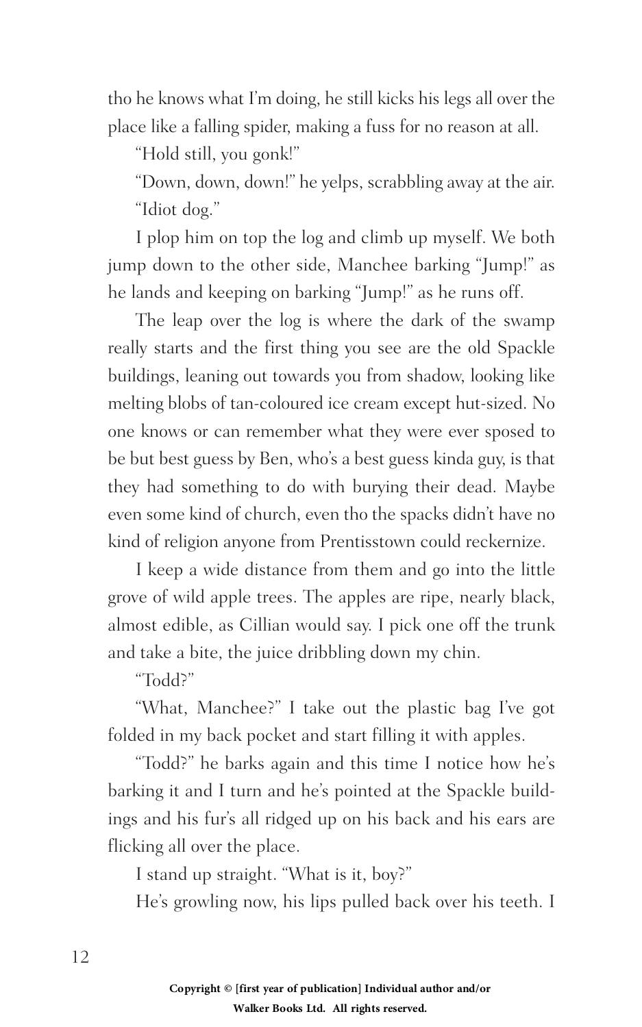tho he knows what I'm doing, he still kicks his legs all over the place like a falling spider, making a fuss for no reason at all.

"Hold still, you gonk!"

"Down, down, down!" he yelps, scrabbling away at the air.

"Idiot dog."

I plop him on top the log and climb up myself. We both jump down to the other side, Manchee barking "Jump!" as he lands and keeping on barking "Jump!" as he runs off.

The leap over the log is where the dark of the swamp really starts and the first thing you see are the old Spackle buildings, leaning out towards you from shadow, looking like melting blobs of tan-coloured ice cream except hut-sized. No one knows or can remember what they were ever sposed to be but best guess by Ben, who's a best guess kinda guy, is that they had something to do with burying their dead. Maybe even some kind of church, even tho the spacks didn't have no kind of religion anyone from Prentisstown could reckernize.

I keep a wide distance from them and go into the little grove of wild apple trees. The apples are ripe, nearly black, almost edible, as Cillian would say. I pick one off the trunk and take a bite, the juice dribbling down my chin.

"Todd?"

"What, Manchee?" I take out the plastic bag I've got folded in my back pocket and start filling it with apples.

"Todd?" he barks again and this time I notice how he's barking it and I turn and he's pointed at the Spackle buildings and his fur's all ridged up on his back and his ears are flicking all over the place.

I stand up straight. "What is it, boy?"

He's growling now, his lips pulled back over his teeth. I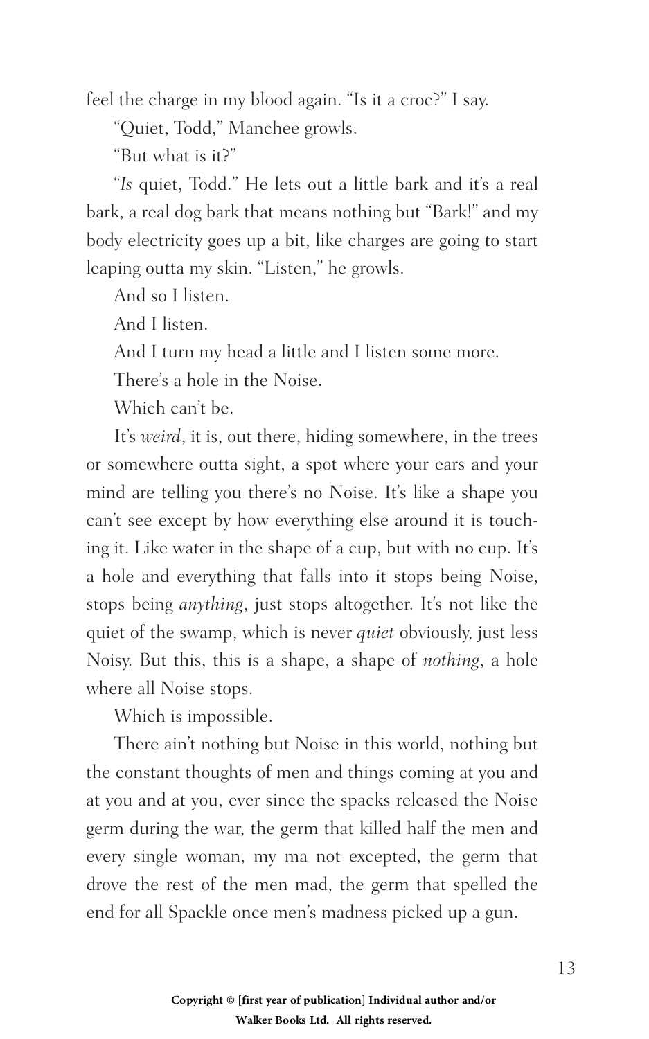feel the charge in my blood again. "Is it a croc?" I say.

"Quiet, Todd," Manchee growls.

"But what is it?"

"*Is* quiet, Todd." He lets out a little bark and it's a real bark, a real dog bark that means nothing but "Bark!" and my body electricity goes up a bit, like charges are going to start leaping outta my skin. "Listen," he growls.

And so I listen.

And I listen.

And I turn my head a little and I listen some more.

There's a hole in the Noise.

Which can't be.

It's *weird*, it is, out there, hiding somewhere, in the trees or somewhere outta sight, a spot where your ears and your mind are telling you there's no Noise. It's like a shape you can't see except by how everything else around it is touching it. Like water in the shape of a cup, but with no cup. It's a hole and everything that falls into it stops being Noise, stops being *anything*, just stops altogether. It's not like the quiet of the swamp, which is never *quiet* obviously, just less Noisy. But this, this is a shape, a shape of *nothing*, a hole where all Noise stops.

Which is impossible.

There ain't nothing but Noise in this world, nothing but the constant thoughts of men and things coming at you and at you and at you, ever since the spacks released the Noise germ during the war, the germ that killed half the men and every single woman, my ma not excepted, the germ that drove the rest of the men mad, the germ that spelled the end for all Spackle once men's madness picked up a gun.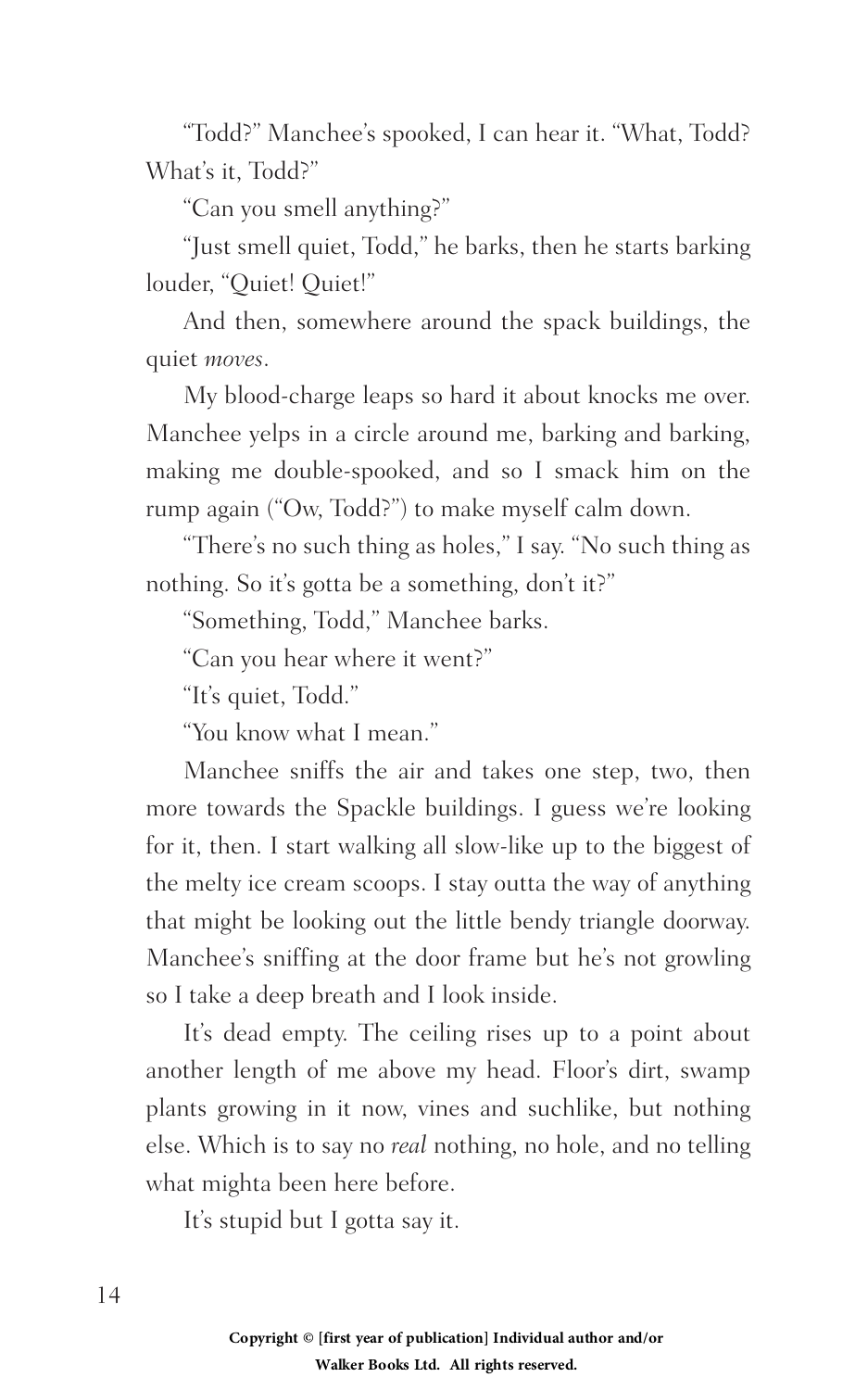"Todd?" Manchee's spooked, I can hear it. "What, Todd? What's it, Todd?"

"Can you smell anything?"

"Just smell quiet, Todd," he barks, then he starts barking louder, "Quiet! Quiet!"

And then, somewhere around the spack buildings, the quiet *moves*.

My blood-charge leaps so hard it about knocks me over. Manchee yelps in a circle around me, barking and barking, making me double-spooked, and so I smack him on the rump again ("Ow, Todd?") to make myself calm down.

"There's no such thing as holes," I say. "No such thing as nothing. So it's gotta be a something, don't it?"

"Something, Todd," Manchee barks.

"Can you hear where it went?"

"It's quiet, Todd."

"You know what I mean."

Manchee sniffs the air and takes one step, two, then more towards the Spackle buildings. I guess we're looking for it, then. I start walking all slow-like up to the biggest of the melty ice cream scoops. I stay outta the way of anything that might be looking out the little bendy triangle doorway. Manchee's sniffing at the door frame but he's not growling so I take a deep breath and I look inside.

It's dead empty. The ceiling rises up to a point about another length of me above my head. Floor's dirt, swamp plants growing in it now, vines and suchlike, but nothing else. Which is to say no *real* nothing, no hole, and no telling what mighta been here before.

It's stupid but I gotta say it.

**Copyright © [first year of publication] Individual author and/or Walker Books Ltd. All rights reserved.**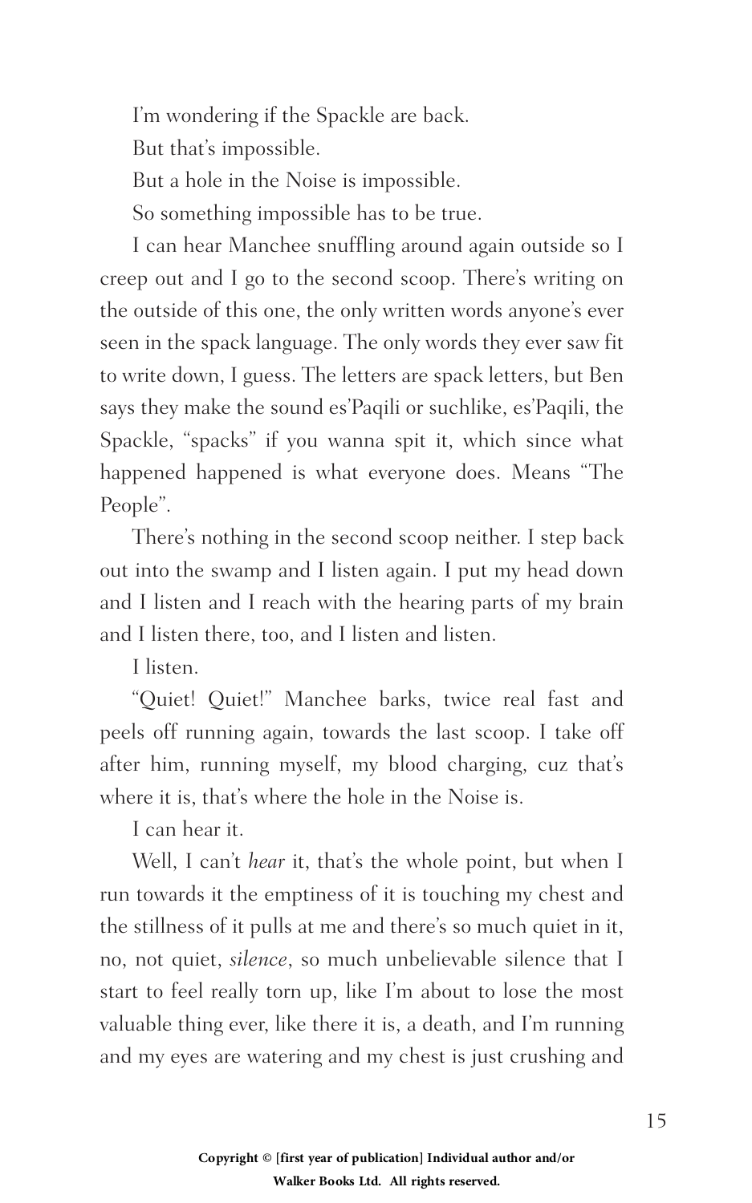I'm wondering if the Spackle are back.

But that's impossible.

But a hole in the Noise is impossible.

So something impossible has to be true.

I can hear Manchee snuffling around again outside so I creep out and I go to the second scoop. There's writing on the outside of this one, the only written words anyone's ever seen in the spack language. The only words they ever saw fit to write down, I guess. The letters are spack letters, but Ben says they make the sound es'Paqili or suchlike, es'Paqili, the Spackle, "spacks" if you wanna spit it, which since what happened happened is what everyone does. Means "The People".

There's nothing in the second scoop neither. I step back out into the swamp and I listen again. I put my head down and I listen and I reach with the hearing parts of my brain and I listen there, too, and I listen and listen.

I listen.

"Quiet! Quiet!" Manchee barks, twice real fast and peels off running again, towards the last scoop. I take off after him, running myself, my blood charging, cuz that's where it is, that's where the hole in the Noise is.

I can hear it.

Well, I can't *hear* it, that's the whole point, but when I run towards it the emptiness of it is touching my chest and the stillness of it pulls at me and there's so much quiet in it, no, not quiet, *silence*, so much unbelievable silence that I start to feel really torn up, like I'm about to lose the most valuable thing ever, like there it is, a death, and I'm running and my eyes are watering and my chest is just crushing and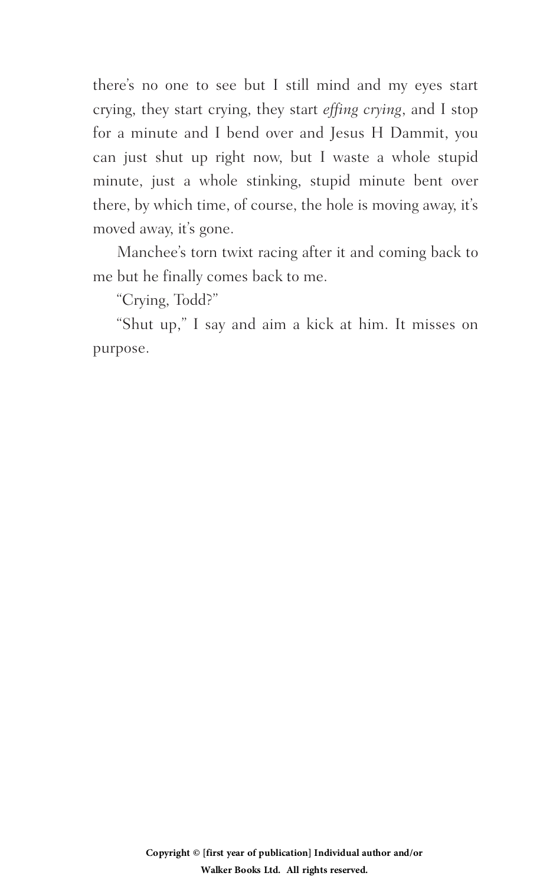there's no one to see but I still mind and my eyes start crying, they start crying, they start *effing crying*, and I stop for a minute and I bend over and Jesus H Dammit, you can just shut up right now, but I waste a whole stupid minute, just a whole stinking, stupid minute bent over there, by which time, of course, the hole is moving away, it's moved away, it's gone.

Manchee's torn twixt racing after it and coming back to me but he finally comes back to me.

"Crying, Todd?"

"Shut up," I say and aim a kick at him. It misses on purpose.

**Copyright © [first year of publication] Individual author and/or Walker Books Ltd. All rights reserved.**